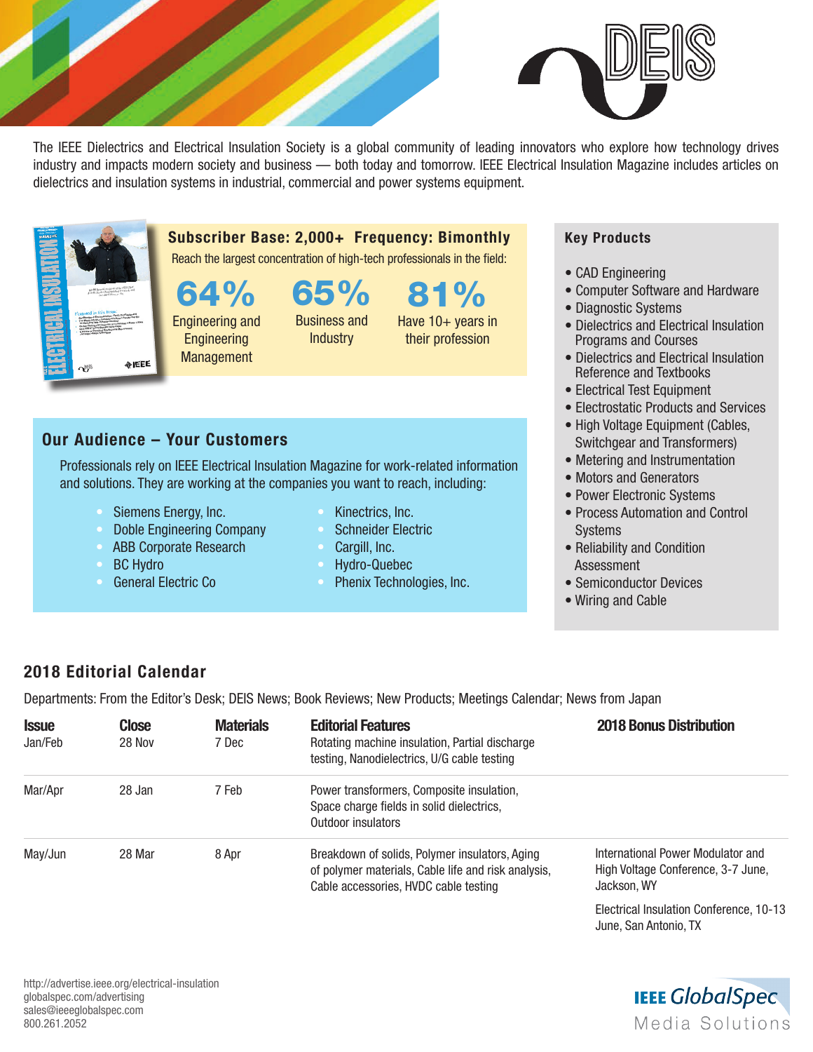The IEEE Dielectrics and Electrical Insulation Society is a global community of leading innovators who explore how technology drives industry and impacts modern society and business — both today and tomorrow. IEEE Electrical Insulation Magazine includes articles on dielectrics and insulation systems in industrial, commercial and power systems equipment.

**Subscriber Base: 2,000+ Frequency: Bimonthly**

Reach the largest concentration of high-tech professionals in the field:

- **64%** Engineering and Engineering Management
- **65%** Business and Industry
- **81%** Have 10+ years in their profession

## Our Audience – Your Customers

Professionals rely on IEEE Electrical Insulation Magazine for work-related information and solutions. They are working at the companies you want to reach, including:

- Siemens Energy, Inc.
- Doble Engineering Company
- ABB Corporate Research
- BC Hydro
- General Electric Co
- Kinectrics, Inc.
- Schneider Electric
- Cargill, Inc.
- Hydro-Quebec
- Phenix Technologies, Inc.

## Key Products

- CAD Engineering
- Computer Software and Hardware
- Diagnostic Systems
- Dielectrics and Electrical Insulation Programs and Courses
- Dielectrics and Electrical Insulation Reference and Textbooks
- Electrical Test Equipment
- Electrostatic Products and Services
- High Voltage Equipment (Cables, Switchgear and Transformers)
- Metering and Instrumentation
- Motors and Generators
- Power Electronic Systems
- Process Automation and Control Systems
- Reliability and Condition Assessment
- Semiconductor Devices
- Wiring and Cable

## 2018 Editorial Calendar

Departments: From the Editor's Desk; DEIS News; Book Reviews; New Products; Meetings Calendar; News from Japan

| Issue | Close | Materials | Editorial Features | 2018 Bonus Distribution |
|---|---|---|---|---|
| Jan/Feb | 28 Nov | 7 Dec | Rotating machine insulation, Partial discharge testing, Nanodielectrics, U/G cable testing | |
| Mar/Apr | 28 Jan | 7 Feb | Power transformers, Composite insulation, Space charge fields in solid dielectrics, Outdoor insulators | |
| May/Jun | 28 Mar | 8 Apr | Breakdown of solids, Polymer insulators, Aging of polymer materials, Cable life and risk analysis, Cable accessories, HVDC cable testing | International Power Modulator and High Voltage Conference, 3-7 June, Jackson, WY<br>Electrical Insulation Conference, 10-13 June, San Antonio, TX |

http://advertise.ieee.org/electrical-insulation
globalspec.com/advertising
sales@ieeeglobalspec.com
800.261.2052

IEEE GlobalSpec Media Solutions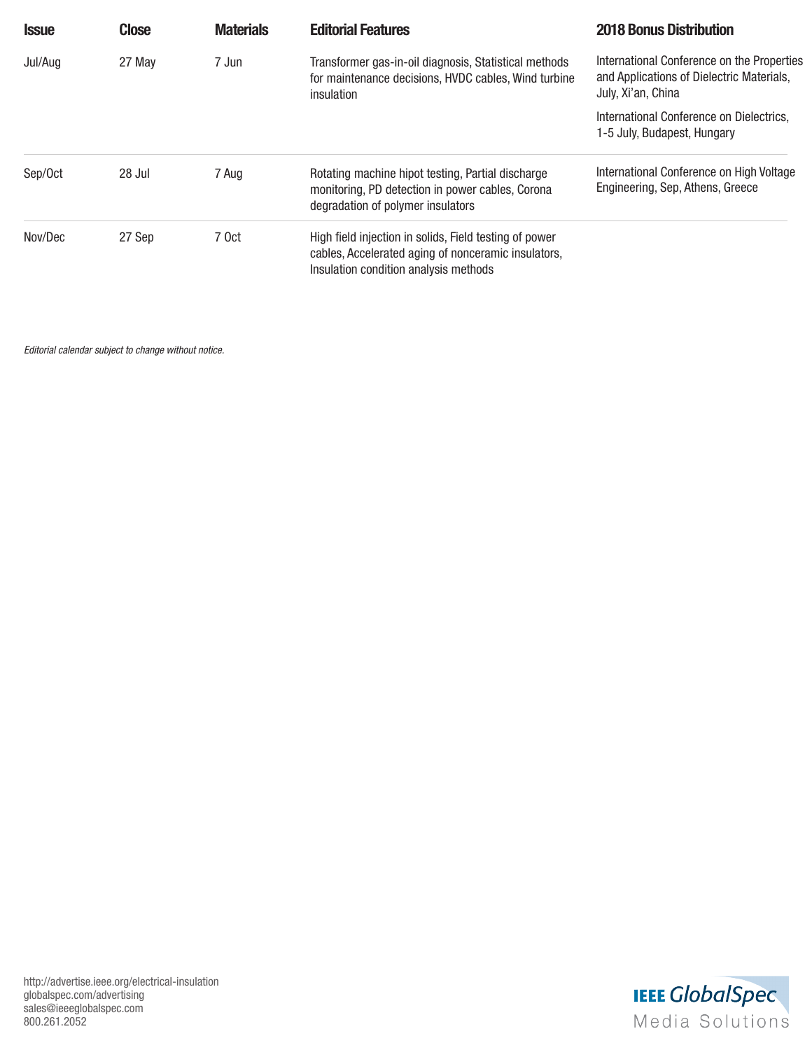| Issue | Close | Materials | Editorial Features | 2018 Bonus Distribution |
|---|---|---|---|---|
| Jul/Aug | 27 May | 7 Jun | Transformer gas-in-oil diagnosis, Statistical methods for maintenance decisions, HVDC cables, Wind turbine insulation | International Conference on the Properties and Applications of Dielectric Materials, July, Xi'an, China<br><br>International Conference on Dielectrics, 1-5 July, Budapest, Hungary |
| Sep/Oct | 28 Jul | 7 Aug | Rotating machine hipot testing, Partial discharge monitoring, PD detection in power cables, Corona degradation of polymer insulators | International Conference on High Voltage Engineering, Sep, Athens, Greece |
| Nov/Dec | 27 Sep | 7 Oct | High field injection in solids, Field testing of power cables, Accelerated aging of nonceramic insulators, Insulation condition analysis methods | |

*Editorial calendar subject to change without notice.*

http://advertise.ieee.org/electrical-insulation
globalspec.com/advertising
sales@ieeeglobalspec.com
800.261.2052

IEEE GlobalSpec Media Solutions